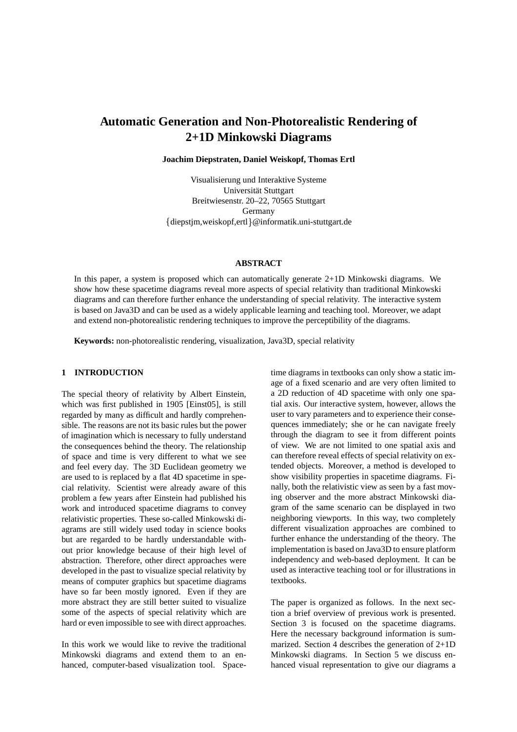# Automatic Generation and Non-Photorealistic Rendering of 2+1D Minkowski Diagrams

**Joachim Diepstraten, Daniel Weiskopf, Thomas Ertl**

Visualisierung und Interaktive Systeme
Universität Stuttgart
Breitwiesenstr. 20–22, 70565 Stuttgart
Germany
{diepstjm,weiskopf,ertl}@informatik.uni-stuttgart.de

### ABSTRACT

In this paper, a system is proposed which can automatically generate 2+1D Minkowski diagrams. We show how these spacetime diagrams reveal more aspects of special relativity than traditional Minkowski diagrams and can therefore further enhance the understanding of special relativity. The interactive system is based on Java3D and can be used as a widely applicable learning and teaching tool. Moreover, we adapt and extend non-photorealistic rendering techniques to improve the perceptibility of the diagrams.

**Keywords:** non-photorealistic rendering, visualization, Java3D, special relativity

## 1 INTRODUCTION

The special theory of relativity by Albert Einstein, which was first published in 1905 [Einst05], is still regarded by many as difficult and hardly comprehensible. The reasons are not its basic rules but the power of imagination which is necessary to fully understand the consequences behind the theory. The relationship of space and time is very different to what we see and feel every day. The 3D Euclidean geometry we are used to is replaced by a flat 4D spacetime in special relativity. Scientist were already aware of this problem a few years after Einstein had published his work and introduced spacetime diagrams to convey relativistic properties. These so-called Minkowski diagrams are still widely used today in science books but are regarded to be hardly understandable without prior knowledge because of their high level of abstraction. Therefore, other direct approaches were developed in the past to visualize special relativity by means of computer graphics but spacetime diagrams have so far been mostly ignored. Even if they are more abstract they are still better suited to visualize some of the aspects of special relativity which are hard or even impossible to see with direct approaches.

In this work we would like to revive the traditional Minkowski diagrams and extend them to an enhanced, computer-based visualization tool. Spacetime diagrams in textbooks can only show a static image of a fixed scenario and are very often limited to a 2D reduction of 4D spacetime with only one spatial axis. Our interactive system, however, allows the user to vary parameters and to experience their consequences immediately; she or he can navigate freely through the diagram to see it from different points of view. We are not limited to one spatial axis and can therefore reveal effects of special relativity on extended objects. Moreover, a method is developed to show visibility properties in spacetime diagrams. Finally, both the relativistic view as seen by a fast moving observer and the more abstract Minkowski diagram of the same scenario can be displayed in two neighboring viewports. In this way, two completely different visualization approaches are combined to further enhance the understanding of the theory. The implementation is based on Java3D to ensure platform independency and web-based deployment. It can be used as interactive teaching tool or for illustrations in textbooks.

The paper is organized as follows. In the next section a brief overview of previous work is presented. Section 3 is focused on the spacetime diagrams. Here the necessary background information is summarized. Section 4 describes the generation of 2+1D Minkowski diagrams. In Section 5 we discuss enhanced visual representation to give our diagrams a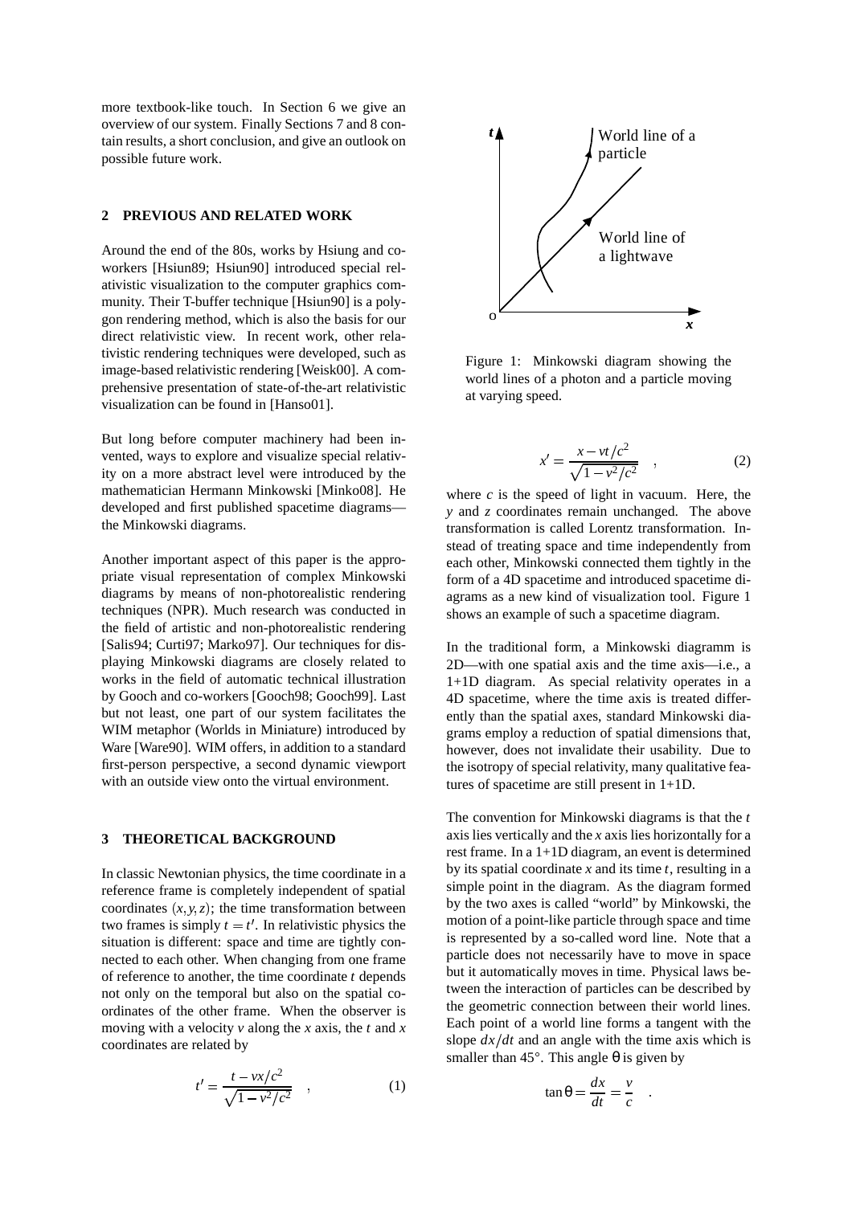more textbook-like touch. In Section 6 we give an overview of our system. Finally Sections 7 and 8 contain results, a short conclusion, and give an outlook on possible future work.

## 2 PREVIOUS AND RELATED WORK

Around the end of the 80s, works by Hsiung and coworkers [Hsiun89; Hsiun90] introduced special relativistic visualization to the computer graphics community. Their T-buffer technique [Hsiun90] is a polygon rendering method, which is also the basis for our direct relativistic view. In recent work, other relativistic rendering techniques were developed, such as image-based relativistic rendering [Weisk00]. A comprehensive presentation of state-of-the-art relativistic visualization can be found in [Hanso01].

But long before computer machinery had been invented, ways to explore and visualize special relativity on a more abstract level were introduced by the mathematician Hermann Minkowski [Minko08]. He developed and first published spacetime diagrams—the Minkowski diagrams.

Another important aspect of this paper is the appropriate visual representation of complex Minkowski diagrams by means of non-photorealistic rendering techniques (NPR). Much research was conducted in the field of artistic and non-photorealistic rendering [Salis94; Curti97; Marko97]. Our techniques for displaying Minkowski diagrams are closely related to works in the field of automatic technical illustration by Gooch and co-workers [Gooch98; Gooch99]. Last but not least, one part of our system facilitates the WIM metaphor (Worlds in Miniature) introduced by Ware [Ware90]. WIM offers, in addition to a standard first-person perspective, a second dynamic viewport with an outside view onto the virtual environment.

## 3 THEORETICAL BACKGROUND

In classic Newtonian physics, the time coordinate in a reference frame is completely independent of spatial coordinates $(x,y,z)$; the time transformation between two frames is simply $t = t'$. In relativistic physics the situation is different: space and time are tightly connected to each other. When changing from one frame of reference to another, the time coordinate $t$ depends not only on the temporal but also on the spatial coordinates of the other frame. When the observer is moving with a velocity $v$ along the $x$ axis, the $t$ and $x$ coordinates are related by

$$t' = \frac{t - vx/c^2}{\sqrt{1 - v^2/c^2}} \quad , \tag{1}$$

Figure 1: Minkowski diagram showing the world lines of a photon and a particle moving at varying speed.

$$x' = \frac{x - vt/c^2}{\sqrt{1 - v^2/c^2}} \quad , \tag{2}$$

where $c$ is the speed of light in vacuum. Here, the $y$ and $z$ coordinates remain unchanged. The above transformation is called Lorentz transformation. Instead of treating space and time independently from each other, Minkowski connected them tightly in the form of a 4D spacetime and introduced spacetime diagrams as a new kind of visualization tool. Figure 1 shows an example of such a spacetime diagram.

In the traditional form, a Minkowski diagramm is 2D—with one spatial axis and the time axis—i.e., a 1+1D diagram. As special relativity operates in a 4D spacetime, where the time axis is treated differently than the spatial axes, standard Minkowski diagrams employ a reduction of spatial dimensions that, however, does not invalidate their usability. Due to the isotropy of special relativity, many qualitative features of spacetime are still present in 1+1D.

The convention for Minkowski diagrams is that the $t$ axis lies vertically and the $x$ axis lies horizontally for a rest frame. In a 1+1D diagram, an event is determined by its spatial coordinate $x$ and its time $t$, resulting in a simple point in the diagram. As the diagram formed by the two axes is called "world" by Minkowski, the motion of a point-like particle through space and time is represented by a so-called word line. Note that a particle does not necessarily have to move in space but it automatically moves in time. Physical laws between the interaction of particles can be described by the geometric connection between their world lines. Each point of a world line forms a tangent with the slope $dx/dt$ and an angle with the time axis which is smaller than 45°. This angle $\theta$ is given by

$$\tan\theta = \frac{dx}{dt} = \frac{v}{c} \quad .$$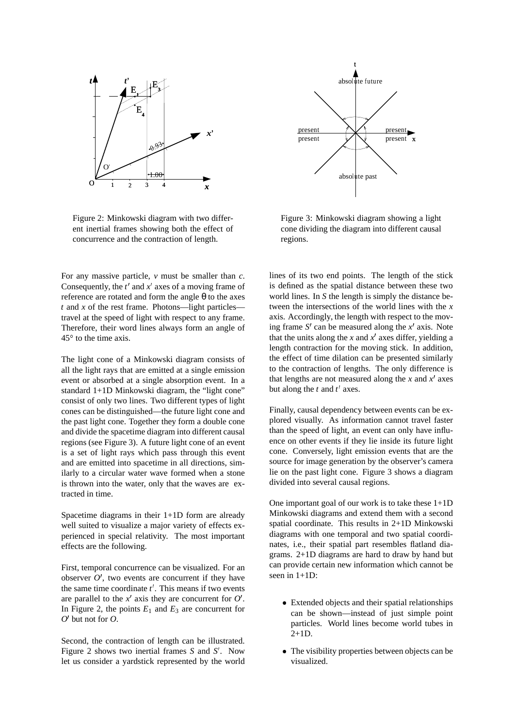Figure 2: Minkowski diagram with two different inertial frames showing both the effect of concurrence and the contraction of length.

Figure 3: Minkowski diagram showing a light cone dividing the diagram into different causal regions.

For any massive particle, $v$ must be smaller than $c$. Consequently, the $t'$ and $x'$ axes of a moving frame of reference are rotated and form the angle $\theta$ to the axes $t$ and $x$ of the rest frame. Photons—light particles—travel at the speed of light with respect to any frame. Therefore, their world lines always form an angle of $45°$ to the time axis.

The light cone of a Minkowski diagram consists of all the light rays that are emitted at a single emission event or absorbed at a single absorption event. In a standard 1+1D Minkowski diagram, the "light cone" consist of only two lines. Two different types of light cones can be distinguished—the future light cone and the past light cone. Together they form a double cone and divide the spacetime diagram into different causal regions (see Figure 3). A future light cone of an event is a set of light rays which pass through this event and are emitted into spacetime in all directions, similarly to a circular water wave formed when a stone is thrown into the water, only that the waves are extracted in time.

Spacetime diagrams in their 1+1D form are already well suited to visualize a major variety of effects experienced in special relativity. The most important effects are the following.

First, temporal concurrence can be visualized. For an observer $O'$, two events are concurrent if they have the same time coordinate $t'$. This means if two events are parallel to the $x'$ axis they are concurrent for $O'$. In Figure 2, the points $E_1$ and $E_3$ are concurrent for $O'$ but not for $O$.

Second, the contraction of length can be illustrated. Figure 2 shows two inertial frames $S$ and $S'$. Now let us consider a yardstick represented by the world lines of its two end points. The length of the stick is defined as the spatial distance between these two world lines. In $S$ the length is simply the distance between the intersections of the world lines with the $x$ axis. Accordingly, the length with respect to the moving frame $S'$ can be measured along the $x'$ axis. Note that the units along the $x$ and $x'$ axes differ, yielding a length contraction for the moving stick. In addition, the effect of time dilation can be presented similarly to the contraction of lengths. The only difference is that lengths are not measured along the $x$ and $x'$ axes but along the $t$ and $t'$ axes.

Finally, causal dependency between events can be explored visually. As information cannot travel faster than the speed of light, an event can only have influence on other events if they lie inside its future light cone. Conversely, light emission events that are the source for image generation by the observer's camera lie on the past light cone. Figure 3 shows a diagram divided into several causal regions.

One important goal of our work is to take these 1+1D Minkowski diagrams and extend them with a second spatial coordinate. This results in 2+1D Minkowski diagrams with one temporal and two spatial coordinates, i.e., their spatial part resembles flatland diagrams. 2+1D diagrams are hard to draw by hand but can provide certain new information which cannot be seen in 1+1D:

- Extended objects and their spatial relationships can be shown—instead of just simple point particles. World lines become world tubes in 2+1D.
- The visibility properties between objects can be visualized.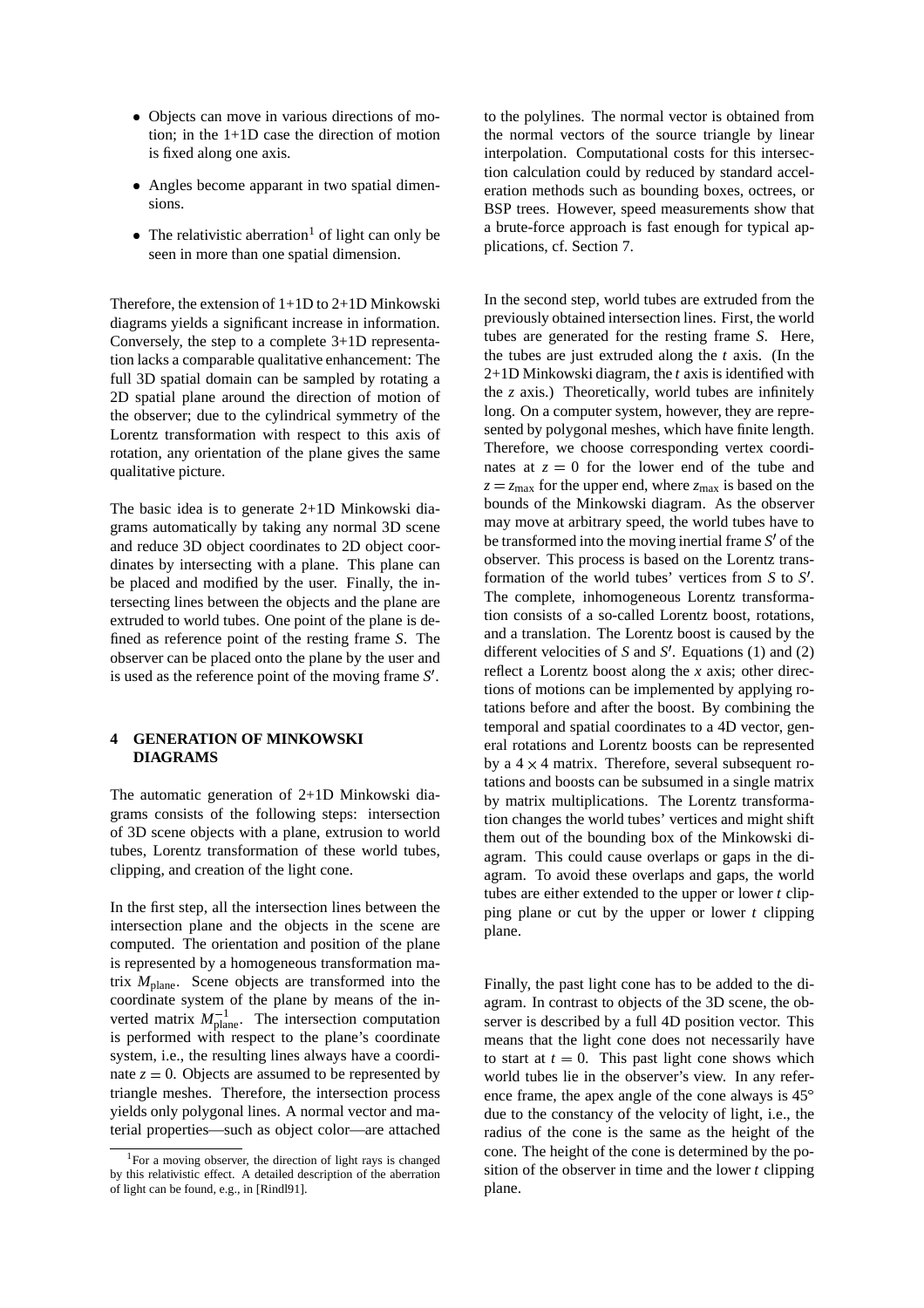- Objects can move in various directions of motion; in the 1+1D case the direction of motion is fixed along one axis.
- Angles become apparent in two spatial dimensions.
- The relativistic aberration[1] of light can only be seen in more than one spatial dimension.

Therefore, the extension of 1+1D to 2+1D Minkowski diagrams yields a significant increase in information. Conversely, the step to a complete 3+1D representation lacks a comparable qualitative enhancement: The full 3D spatial domain can be sampled by rotating a 2D spatial plane around the direction of motion of the observer; due to the cylindrical symmetry of the Lorentz transformation with respect to this axis of rotation, any orientation of the plane gives the same qualitative picture.

The basic idea is to generate 2+1D Minkowski diagrams automatically by taking any normal 3D scene and reduce 3D object coordinates to 2D object coordinates by intersecting with a plane. This plane can be placed and modified by the user. Finally, the intersecting lines between the objects and the plane are extruded to world tubes. One point of the plane is defined as reference point of the resting frame $S$. The observer can be placed onto the plane by the user and is used as the reference point of the moving frame $S'$.

## 4 GENERATION OF MINKOWSKI DIAGRAMS

The automatic generation of 2+1D Minkowski diagrams consists of the following steps: intersection of 3D scene objects with a plane, extrusion to world tubes, Lorentz transformation of these world tubes, clipping, and creation of the light cone.

In the first step, all the intersection lines between the intersection plane and the objects in the scene are computed. The orientation and position of the plane is represented by a homogeneous transformation matrix $M_{\text{plane}}$. Scene objects are transformed into the coordinate system of the plane by means of the inverted matrix $M_{\text{plane}}^{-1}$. The intersection computation is performed with respect to the plane's coordinate system, i.e., the resulting lines always have a coordinate $z = 0$. Objects are assumed to be represented by triangle meshes. Therefore, the intersection process yields only polygonal lines. A normal vector and material properties—such as object color—are attached to the polylines. The normal vector is obtained from the normal vectors of the source triangle by linear interpolation. Computational costs for this intersection calculation could by reduced by standard acceleration methods such as bounding boxes, octrees, or BSP trees. However, speed measurements show that a brute-force approach is fast enough for typical applications, cf. Section 7.

In the second step, world tubes are extruded from the previously obtained intersection lines. First, the world tubes are generated for the resting frame $S$. Here, the tubes are just extruded along the $t$ axis. (In the 2+1D Minkowski diagram, the $t$ axis is identified with the $z$ axis.) Theoretically, world tubes are infinitely long. On a computer system, however, they are represented by polygonal meshes, which have finite length. Therefore, we choose corresponding vertex coordinates at $z = 0$ for the lower end of the tube and $z = z_{\text{max}}$ for the upper end, where $z_{\text{max}}$ is based on the bounds of the Minkowski diagram. As the observer may move at arbitrary speed, the world tubes have to be transformed into the moving inertial frame $S'$ of the observer. This process is based on the Lorentz transformation of the world tubes' vertices from $S$ to $S'$. The complete, inhomogeneous Lorentz transformation consists of a so-called Lorentz boost, rotations, and a translation. The Lorentz boost is caused by the different velocities of $S$ and $S'$. Equations (1) and (2) reflect a Lorentz boost along the $x$ axis; other directions of motions can be implemented by applying rotations before and after the boost. By combining the temporal and spatial coordinates to a 4D vector, general rotations and Lorentz boosts can be represented by a $4 \times 4$ matrix. Therefore, several subsequent rotations and boosts can be subsumed in a single matrix by matrix multiplications. The Lorentz transformation changes the world tubes' vertices and might shift them out of the bounding box of the Minkowski diagram. This could cause overlaps or gaps in the diagram. To avoid these overlaps and gaps, the world tubes are either extended to the upper or lower $t$ clipping plane or cut by the upper or lower $t$ clipping plane.

Finally, the past light cone has to be added to the diagram. In contrast to objects of the 3D scene, the observer is described by a full 4D position vector. This means that the light cone does not necessarily have to start at $t = 0$. This past light cone shows which world tubes lie in the observer's view. In any reference frame, the apex angle of the cone always is 45° due to the constancy of the velocity of light, i.e., the radius of the cone is the same as the height of the cone. The height of the cone is determined by the position of the observer in time and the lower $t$ clipping plane.

[1] For a moving observer, the direction of light rays is changed by this relativistic effect. A detailed description of the aberration of light can be found, e.g., in [Rindl91].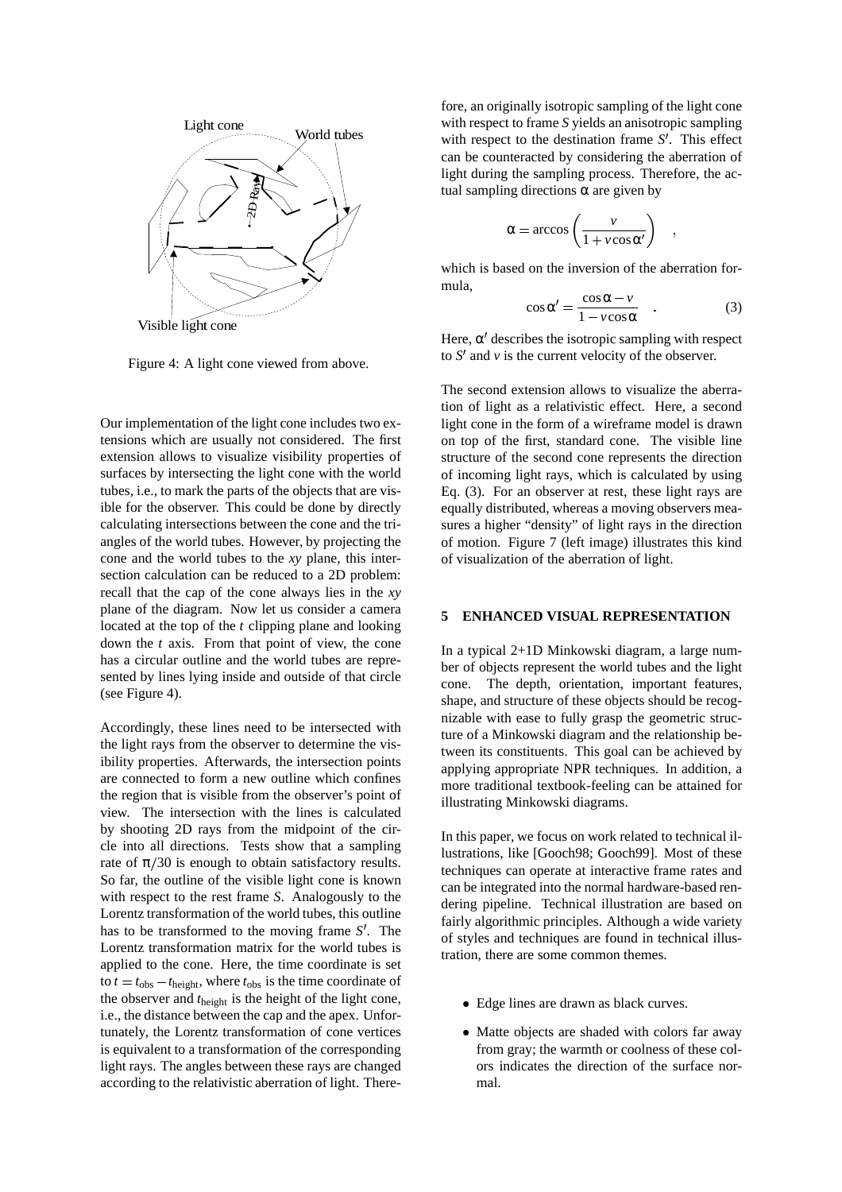Figure 4: A light cone viewed from above.

Our implementation of the light cone includes two extensions which are usually not considered. The first extension allows to visualize visibility properties of surfaces by intersecting the light cone with the world tubes, i.e., to mark the parts of the objects that are visible for the observer. This could be done by directly calculating intersections between the cone and the triangles of the world tubes. However, by projecting the cone and the world tubes to the *xy* plane, this intersection calculation can be reduced to a 2D problem: recall that the cap of the cone always lies in the *xy* plane of the diagram. Now let us consider a camera located at the top of the *t* clipping plane and looking down the *t* axis. From that point of view, the cone has a circular outline and the world tubes are represented by lines lying inside and outside of that circle (see Figure 4).

Accordingly, these lines need to be intersected with the light rays from the observer to determine the visibility properties. Afterwards, the intersection points are connected to form a new outline which confines the region that is visible from the observer's point of view. The intersection with the lines is calculated by shooting 2D rays from the midpoint of the circle into all directions. Tests show that a sampling rate of $\pi/30$ is enough to obtain satisfactory results. So far, the outline of the visible light cone is known with respect to the rest frame $S$. Analogously to the Lorentz transformation of the world tubes, this outline has to be transformed to the moving frame $S'$. The Lorentz transformation matrix for the world tubes is applied to the cone. Here, the time coordinate is set to $t = t_{\text{obs}} - t_{\text{height}}$, where $t_{\text{obs}}$ is the time coordinate of the observer and $t_{\text{height}}$ is the height of the light cone, i.e., the distance between the cap and the apex. Unfortunately, the Lorentz transformation of cone vertices is equivalent to a transformation of the corresponding light rays. The angles between these rays are changed according to the relativistic aberration of light. Therefore, an originally isotropic sampling of the light cone with respect to frame $S$ yields an anisotropic sampling with respect to the destination frame $S'$. This effect can be counteracted by considering the aberration of light during the sampling process. Therefore, the actual sampling directions $\alpha$ are given by

$$\alpha = \arccos\left(\frac{v}{1 + v\cos\alpha'}\right) \quad ,$$

which is based on the inversion of the aberration formula,

$$\cos\alpha' = \frac{\cos\alpha - v}{1 - v\cos\alpha} \quad . \tag{3}$$

Here, $\alpha'$ describes the isotropic sampling with respect to $S'$ and $v$ is the current velocity of the observer.

The second extension allows to visualize the aberration of light as a relativistic effect. Here, a second light cone in the form of a wireframe model is drawn on top of the first, standard cone. The visible line structure of the second cone represents the direction of incoming light rays, which is calculated by using Eq. (3). For an observer at rest, these light rays are equally distributed, whereas a moving observers measures a higher "density" of light rays in the direction of motion. Figure 7 (left image) illustrates this kind of visualization of the aberration of light.

## 5 ENHANCED VISUAL REPRESENTATION

In a typical 2+1D Minkowski diagram, a large number of objects represent the world tubes and the light cone. The depth, orientation, important features, shape, and structure of these objects should be recognizable with ease to fully grasp the geometric structure of a Minkowski diagram and the relationship between its constituents. This goal can be achieved by applying appropriate NPR techniques. In addition, a more traditional textbook-feeling can be attained for illustrating Minkowski diagrams.

In this paper, we focus on work related to technical illustrations, like [Gooch98; Gooch99]. Most of these techniques can operate at interactive frame rates and can be integrated into the normal hardware-based rendering pipeline. Technical illustration are based on fairly algorithmic principles. Although a wide variety of styles and techniques are found in technical illustration, there are some common themes.

- Edge lines are drawn as black curves.
- Matte objects are shaded with colors far away from gray; the warmth or coolness of these colors indicates the direction of the surface normal.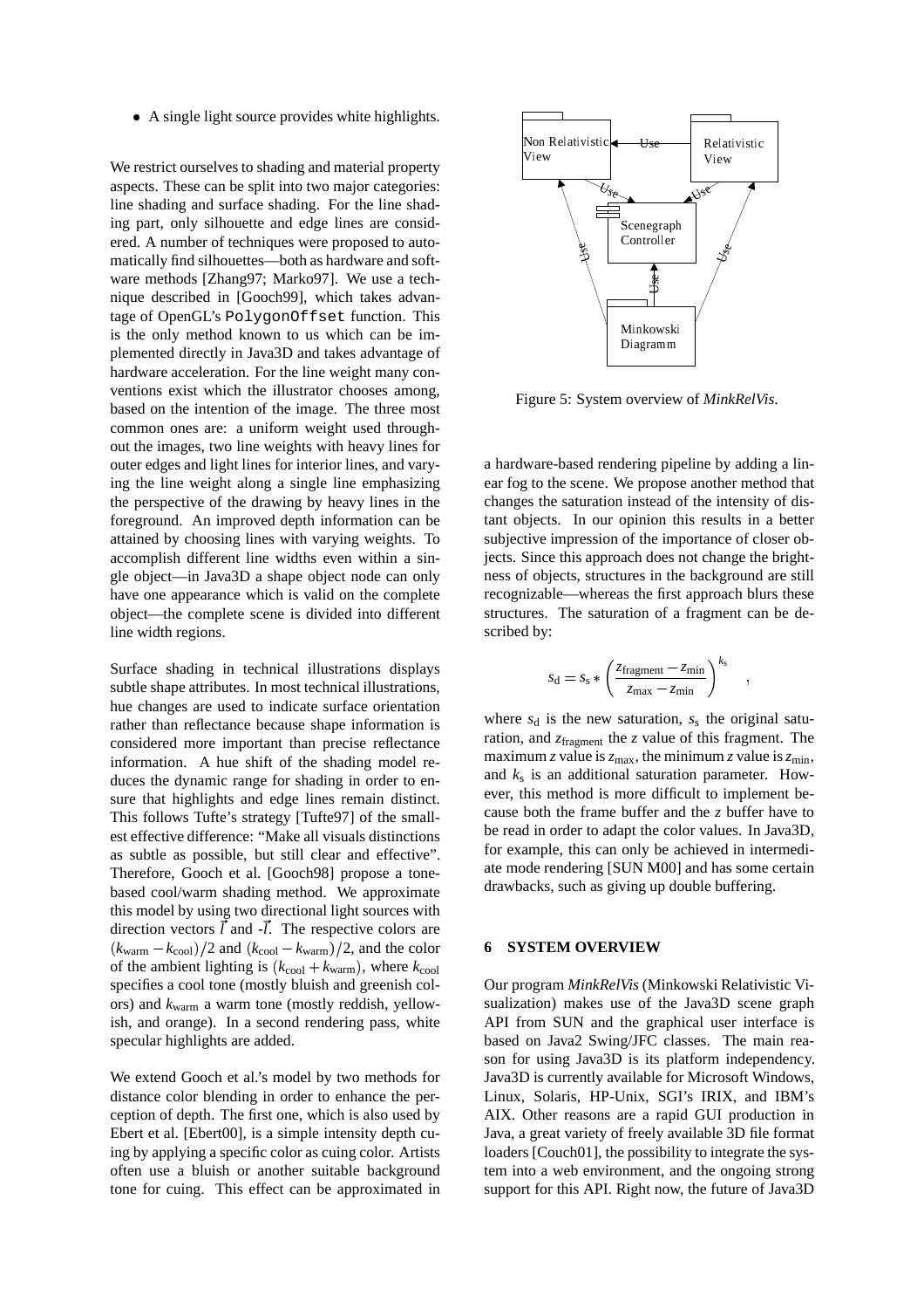- A single light source provides white highlights.

We restrict ourselves to shading and material property aspects. These can be split into two major categories: line shading and surface shading. For the line shading part, only silhouette and edge lines are considered. A number of techniques were proposed to automatically find silhouettes—both as hardware and software methods [Zhang97; Marko97]. We use a technique described in [Gooch99], which takes advantage of OpenGL's `PolygonOffset` function. This is the only method known to us which can be implemented directly in Java3D and takes advantage of hardware acceleration. For the line weight many conventions exist which the illustrator chooses among, based on the intention of the image. The three most common ones are: a uniform weight used throughout the images, two line weights with heavy lines for outer edges and light lines for interior lines, and varying the line weight along a single line emphasizing the perspective of the drawing by heavy lines in the foreground. An improved depth information can be attained by choosing lines with varying weights. To accomplish different line widths even within a single object—in Java3D a shape object node can only have one appearance which is valid on the complete object—the complete scene is divided into different line width regions.

Surface shading in technical illustrations displays subtle shape attributes. In most technical illustrations, hue changes are used to indicate surface orientation rather than reflectance because shape information is considered more important than precise reflectance information. A hue shift of the shading model reduces the dynamic range for shading in order to ensure that highlights and edge lines remain distinct. This follows Tufte's strategy [Tufte97] of the smallest effective difference: "Make all visuals distinctions as subtle as possible, but still clear and effective". Therefore, Gooch et al. [Gooch98] propose a tone-based cool/warm shading method. We approximate this model by using two directional light sources with direction vectors $\vec{l}$ and $-\vec{l}$. The respective colors are $(k_{\text{warm}} - k_{\text{cool}})/2$ and $(k_{\text{cool}} - k_{\text{warm}})/2$, and the color of the ambient lighting is $(k_{\text{cool}} + k_{\text{warm}})$, where $k_{\text{cool}}$ specifies a cool tone (mostly bluish and greenish colors) and $k_{\text{warm}}$ a warm tone (mostly reddish, yellowish, and orange). In a second rendering pass, white specular highlights are added.

We extend Gooch et al.'s model by two methods for distance color blending in order to enhance the perception of depth. The first one, which is also used by Ebert et al. [Ebert00], is a simple intensity depth cuing by applying a specific color as cuing color. Artists often use a bluish or another suitable background tone for cuing. This effect can be approximated in a hardware-based rendering pipeline by adding a linear fog to the scene. We propose another method that changes the saturation instead of the intensity of distant objects. In our opinion this results in a better subjective impression of the importance of closer objects. Since this approach does not change the brightness of objects, structures in the background are still recognizable—whereas the first approach blurs these structures. The saturation of a fragment can be described by:

$$s_{\text{d}} = s_{\text{s}} * \left( \frac{z_{\text{fragment}} - z_{\text{min}}}{z_{\text{max}} - z_{\text{min}}} \right)^{k_{\text{s}}} \quad ,$$

where $s_{\text{d}}$ is the new saturation, $s_{\text{s}}$ the original saturation, and $z_{\text{fragment}}$ the $z$ value of this fragment. The maximum $z$ value is $z_{\text{max}}$, the minimum $z$ value is $z_{\text{min}}$, and $k_{\text{s}}$ is an additional saturation parameter. However, this method is more difficult to implement because both the frame buffer and the $z$ buffer have to be read in order to adapt the color values. In Java3D, for example, this can only be achieved in intermediate mode rendering [SUN M00] and has some certain drawbacks, such as giving up double buffering.

Figure 5: System overview of *MinkRelVis*.

## 6 SYSTEM OVERVIEW

Our program *MinkRelVis* (Minkowski Relativistic Visualization) makes use of the Java3D scene graph API from SUN and the graphical user interface is based on Java2 Swing/JFC classes. The main reason for using Java3D is its platform independency. Java3D is currently available for Microsoft Windows, Linux, Solaris, HP-Unix, SGI's IRIX, and IBM's AIX. Other reasons are a rapid GUI production in Java, a great variety of freely available 3D file format loaders [Couch01], the possibility to integrate the system into a web environment, and the ongoing strong support for this API. Right now, the future of Java3D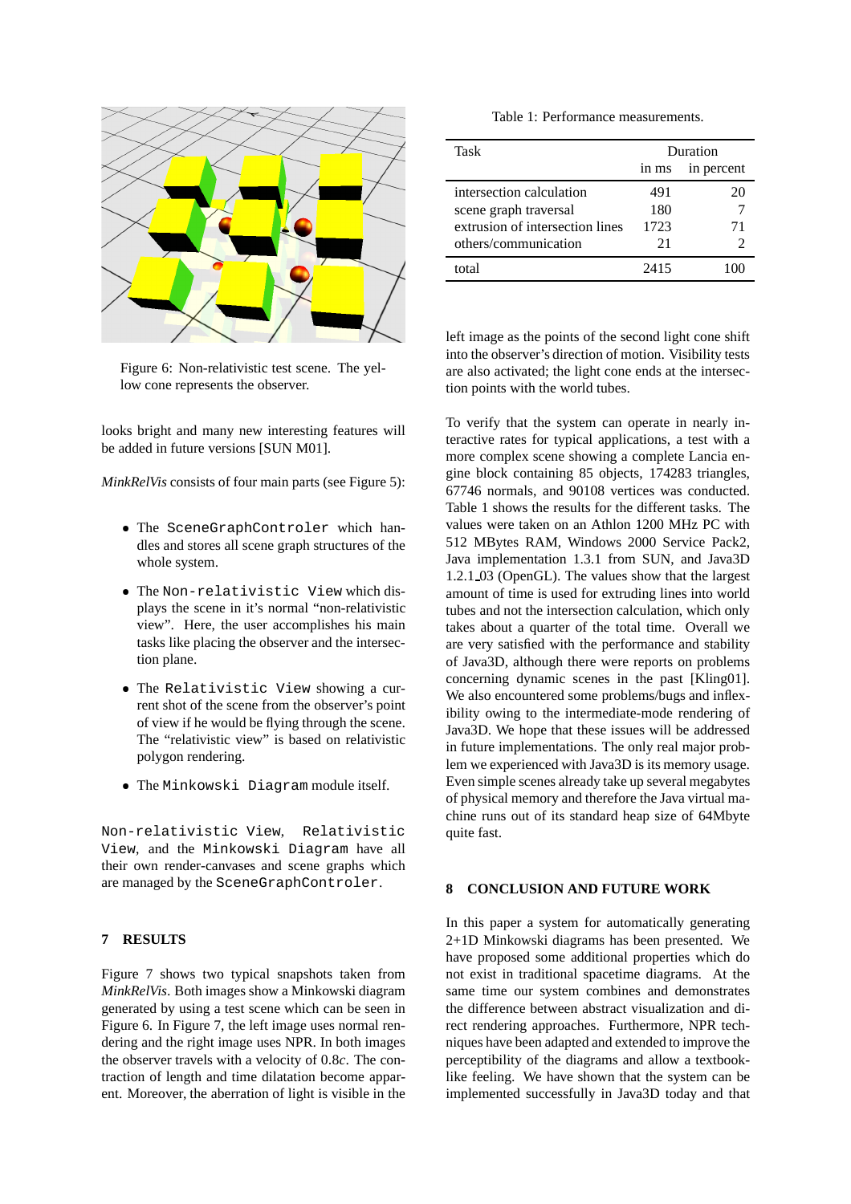Figure 6: Non-relativistic test scene. The yellow cone represents the observer.

looks bright and many new interesting features will be added in future versions [SUN M01].

*MinkRelVis* consists of four main parts (see Figure 5):

- The `SceneGraphControler` which handles and stores all scene graph structures of the whole system.
- The `Non-relativistic View` which displays the scene in it's normal "non-relativistic view". Here, the user accomplishes his main tasks like placing the observer and the intersection plane.
- The `Relativistic View` showing a current shot of the scene from the observer's point of view if he would be flying through the scene. The "relativistic view" is based on relativistic polygon rendering.
- The `Minkowski Diagram` module itself.

`Non-relativistic View`, `Relativistic View`, and the `Minkowski Diagram` have all their own render-canvases and scene graphs which are managed by the `SceneGraphControler`.

## 7 RESULTS

Figure 7 shows two typical snapshots taken from *MinkRelVis*. Both images show a Minkowski diagram generated by using a test scene which can be seen in Figure 6. In Figure 7, the left image uses normal rendering and the right image uses NPR. In both images the observer travels with a velocity of $0.8c$. The contraction of length and time dilatation become apparent. Moreover, the aberration of light is visible in the left image as the points of the second light cone shift into the observer's direction of motion. Visibility tests are also activated; the light cone ends at the intersection points with the world tubes.

Table 1: Performance measurements.

| Task | Duration | |
|---|---|---|
| | in ms | in percent |
| intersection calculation | 491 | 20 |
| scene graph traversal | 180 | 7 |
| extrusion of intersection lines | 1723 | 71 |
| others/communication | 21 | 2 |
| total | 2415 | 100 |

To verify that the system can operate in nearly interactive rates for typical applications, a test with a more complex scene showing a complete Lancia engine block containing 85 objects, 174283 triangles, 67746 normals, and 90108 vertices was conducted. Table 1 shows the results for the different tasks. The values were taken on an Athlon 1200 MHz PC with 512 MBytes RAM, Windows 2000 Service Pack2, Java implementation 1.3.1 from SUN, and Java3D 1.2.1_03 (OpenGL). The values show that the largest amount of time is used for extruding lines into world tubes and not the intersection calculation, which only takes about a quarter of the total time. Overall we are very satisfied with the performance and stability of Java3D, although there were reports on problems concerning dynamic scenes in the past [Kling01]. We also encountered some problems/bugs and inflexibility owing to the intermediate-mode rendering of Java3D. We hope that these issues will be addressed in future implementations. The only real major problem we experienced with Java3D is its memory usage. Even simple scenes already take up several megabytes of physical memory and therefore the Java virtual machine runs out of its standard heap size of 64Mbyte quite fast.

## 8 CONCLUSION AND FUTURE WORK

In this paper a system for automatically generating 2+1D Minkowski diagrams has been presented. We have proposed some additional properties which do not exist in traditional spacetime diagrams. At the same time our system combines and demonstrates the difference between abstract visualization and direct rendering approaches. Furthermore, NPR techniques have been adapted and extended to improve the perceptibility of the diagrams and allow a textbook-like feeling. We have shown that the system can be implemented successfully in Java3D today and that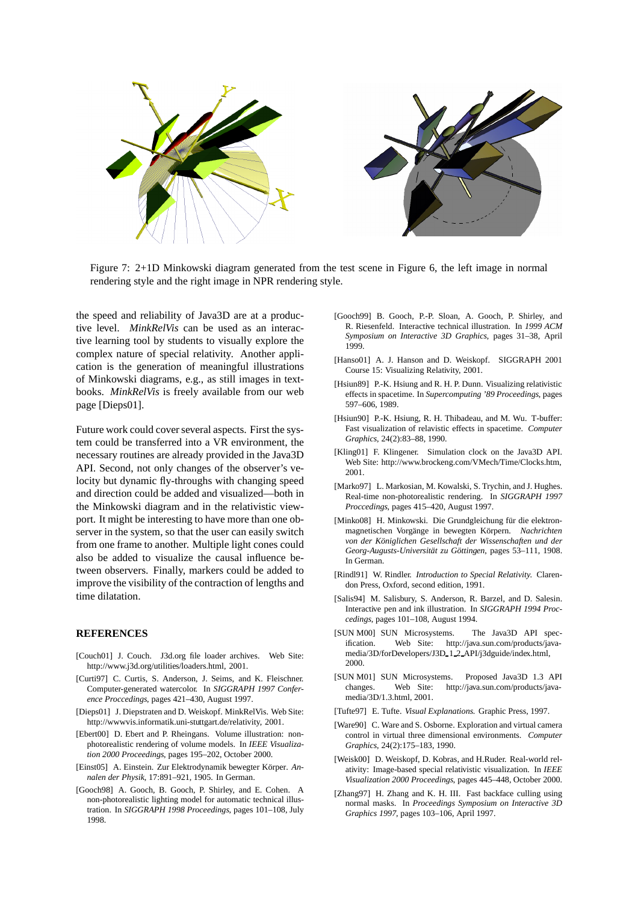Figure 7: 2+1D Minkowski diagram generated from the test scene in Figure 6, the left image in normal rendering style and the right image in NPR rendering style.

the speed and reliability of Java3D are at a productive level. *MinkRelVis* can be used as an interactive learning tool by students to visually explore the complex nature of special relativity. Another application is the generation of meaningful illustrations of Minkowski diagrams, e.g., as still images in textbooks. *MinkRelVis* is freely available from our web page [Dieps01].

Future work could cover several aspects. First the system could be transferred into a VR environment, the necessary routines are already provided in the Java3D API. Second, not only changes of the observer's velocity but dynamic fly-throughs with changing speed and direction could be added and visualized—both in the Minkowski diagram and in the relativistic viewport. It might be interesting to have more than one observer in the system, so that the user can easily switch from one frame to another. Multiple light cones could also be added to visualize the causal influence between observers. Finally, markers could be added to improve the visibility of the contraction of lengths and time dilatation.

## REFERENCES

[Couch01] J. Couch. J3d.org file loader archives. Web Site: http://www.j3d.org/utilities/loaders.html, 2001.

[Curti97] C. Curtis, S. Anderson, J. Seims, and K. Fleischner. Computer-generated watercolor. In *SIGGRAPH 1997 Conference Proccedings*, pages 421–430, August 1997.

[Dieps01] J. Diepstraten and D. Weiskopf. MinkRelVis. Web Site: http://wwwvis.informatik.uni-stuttgart.de/relativity, 2001.

[Ebert00] D. Ebert and P. Rheingans. Volume illustration: non-photorealistic rendering of volume models. In *IEEE Visualization 2000 Proceedings*, pages 195–202, October 2000.

[Einst05] A. Einstein. Zur Elektrodynamik bewegter Körper. *Annalen der Physik*, 17:891–921, 1905. In German.

[Gooch98] A. Gooch, B. Gooch, P. Shirley, and E. Cohen. A non-photorealistic lighting model for automatic technical illustration. In *SIGGRAPH 1998 Proceedings*, pages 101–108, July 1998.

[Gooch99] B. Gooch, P.-P. Sloan, A. Gooch, P. Shirley, and R. Riesenfeld. Interactive technical illustration. In *1999 ACM Symposium on Interactive 3D Graphics*, pages 31–38, April 1999.

[Hanso01] A. J. Hanson and D. Weiskopf. SIGGRAPH 2001 Course 15: Visualizing Relativity, 2001.

[Hsiun89] P.-K. Hsiung and R. H. P. Dunn. Visualizing relativistic effects in spacetime. In *Supercomputing '89 Proceedings*, pages 597–606, 1989.

[Hsiun90] P.-K. Hsiung, R. H. Thibadeau, and M. Wu. T-buffer: Fast visualization of relavistic effects in spacetime. *Computer Graphics*, 24(2):83–88, 1990.

[Kling01] F. Klingener. Simulation clock on the Java3D API. Web Site: http://www.brockeng.com/VMech/Time/Clocks.htm, 2001.

[Marko97] L. Markosian, M. Kowalski, S. Trychin, and J. Hughes. Real-time non-photorealistic rendering. In *SIGGRAPH 1997 Proccedings*, pages 415–420, August 1997.

[Minko08] H. Minkowski. Die Grundgleichung für die elektronmagnetischen Vorgänge in bewegten Körpern. *Nachrichten von der Königlichen Gesellschaft der Wissenschaften und der Georg-Augusts-Universität zu Göttingen*, pages 53–111, 1908. In German.

[Rindl91] W. Rindler. *Introduction to Special Relativity.* Clarendon Press, Oxford, second edition, 1991.

[Salis94] M. Salisbury, S. Anderson, R. Barzel, and D. Salesin. Interactive pen and ink illustration. In *SIGGRAPH 1994 Proccedings*, pages 101–108, August 1994.

[SUN M00] SUN Microsystems. The Java3D API specification. Web Site: http://java.sun.com/products/java-media/3D/forDevelopers/J3D_1_2_API/j3dguide/index.html, 2000.

[SUN M01] SUN Microsystems. Proposed Java3D 1.3 API changes. Web Site: http://java.sun.com/products/java-media/3D/1.3.html, 2001.

[Tufte97] E. Tufte. *Visual Explanations.* Graphic Press, 1997.

[Ware90] C. Ware and S. Osborne. Exploration and virtual camera control in virtual three dimensional environments. *Computer Graphics*, 24(2):175–183, 1990.

[Weisk00] D. Weiskopf, D. Kobras, and H.Ruder. Real-world relativity: Image-based special relativistic visualization. In *IEEE Visualization 2000 Proceedings*, pages 445–448, October 2000.

[Zhang97] H. Zhang and K. H. III. Fast backface culling using normal masks. In *Proceedings Symposium on Interactive 3D Graphics 1997*, pages 103–106, April 1997.